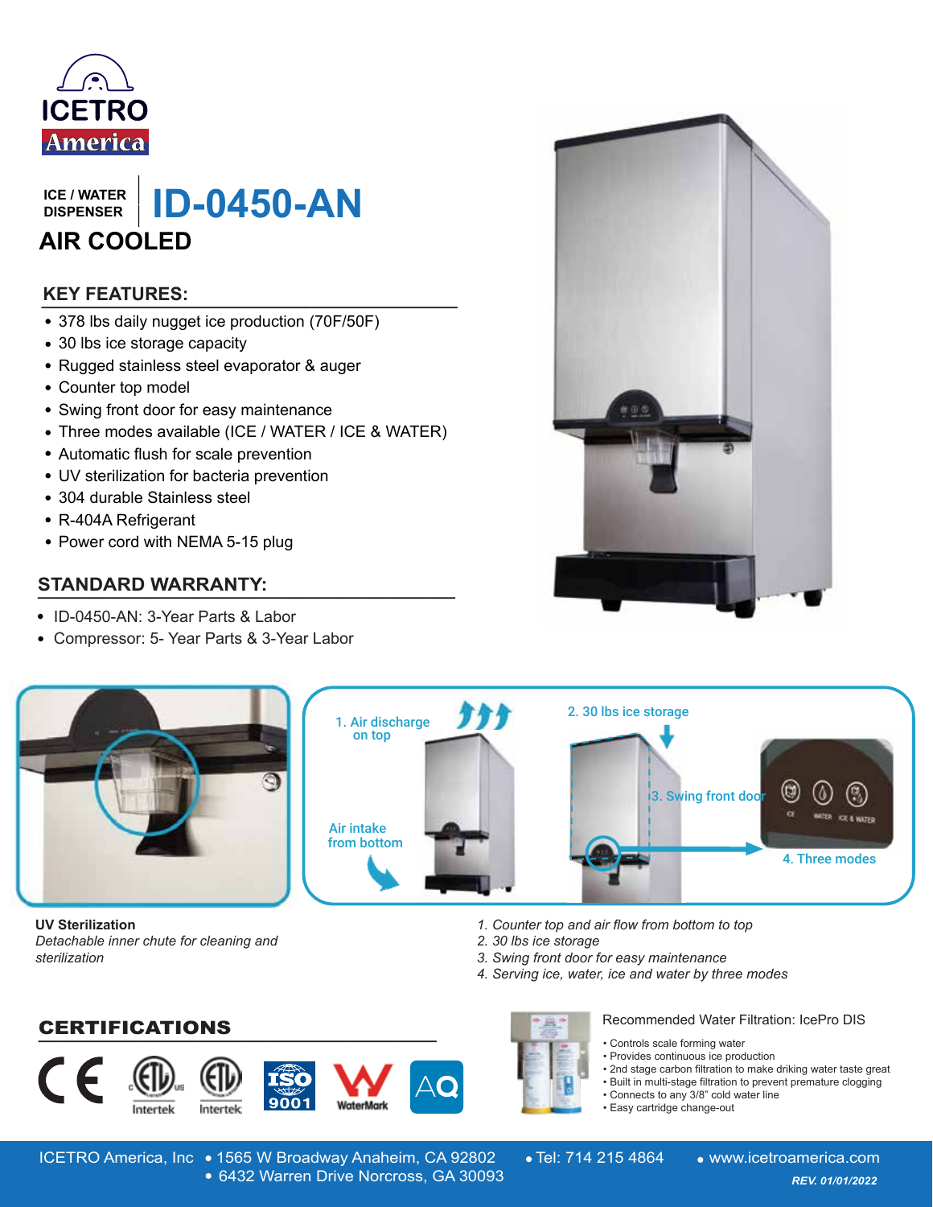# ICETRO America

ICE / WATER DISPENSER

# ID-0450-AN

## AIR COOLED

### KEY FEATURES:

- 378 lbs daily nugget ice production (70F/50F)
- 30 lbs ice storage capacity
- Rugged stainless steel evaporator & auger
- Counter top model
- Swing front door for easy maintenance
- Three modes available (ICE / WATER / ICE & WATER)
- Automatic flush for scale prevention
- UV sterilization for bacteria prevention
- 304 durable Stainless steel
- R-404A Refrigerant
- Power cord with NEMA 5-15 plug

### STANDARD WARRANTY:

- ID-0450-AN: 3-Year Parts & Labor
- Compressor: 5- Year Parts & 3-Year Labor

1. Air discharge on top

Air intake from bottom

2. 30 lbs ice storage

3. Swing front door

4. Three modes

**UV Sterilization**
*Detachable inner chute for cleaning and sterilization*

1. *Counter top and air flow from bottom to top*
2. *30 lbs ice storage*
3. *Swing front door for easy maintenance*
4. *Serving ice, water, ice and water by three modes*

### CERTIFICATIONS

CE, ETL (Intertek), ETL Sanitation (Intertek), ISO 9001, WaterMark, AQ

Recommended Water Filtration: IcePro DIS

- Controls scale forming water
- Provides continuous ice production
- 2nd stage carbon filtration to make driking water taste great
- Built in multi-stage filtration to prevent premature clogging
- Connects to any 3/8" cold water line
- Easy cartridge change-out

ICETRO America, Inc • 1565 W Broadway Anaheim, CA 92802 • 6432 Warren Drive Norcross, GA 30093 • Tel: 714 215 4864 • www.icetroamerica.com

*REV. 01/01/2022*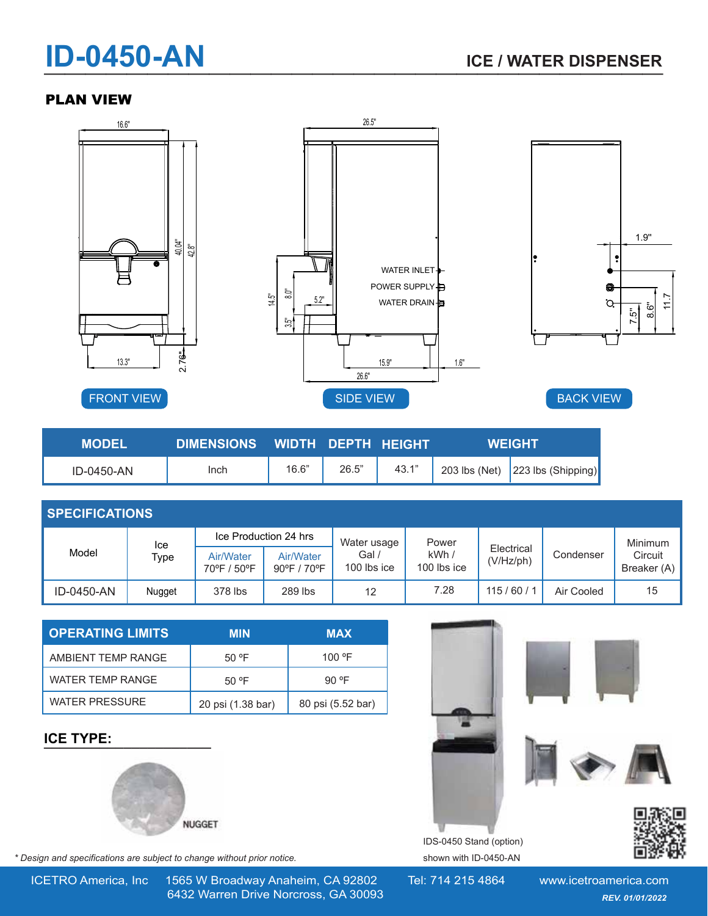# ID-0450-AN

## ICE / WATER DISPENSER

### PLAN VIEW

16.6"
40.04"
42.8"
13.3"
2.76"

FRONT VIEW

26.5"
WATER INLET
POWER SUPPLY
WATER DRAIN
14.5"
8.0"
5.2"
3.5"
15.9"
1.6"
26.6"

SIDE VIEW

1.9"
11.7
8.6"
7.5"

BACK VIEW

| MODEL | DIMENSIONS | WIDTH | DEPTH | HEIGHT | WEIGHT | |
|---|---|---|---|---|---|---|
| ID-0450-AN | Inch | 16.6" | 26.5" | 43.1" | 203 lbs (Net) | 223 lbs (Shipping) |

## SPECIFICATIONS

| Model | Ice Type | Ice Production 24 hrs | | Water usage Gal / 100 lbs ice | Power kWh / 100 lbs ice | Electrical (V/Hz/ph) | Condenser | Minimum Circuit Breaker (A) |
|---|---|---|---|---|---|---|---|---|
| | | Air/Water 70ºF / 50ºF | Air/Water 90ºF / 70ºF | | | | | |
| ID-0450-AN | Nugget | 378 lbs | 289 lbs | 12 | 7.28 | 115 / 60 / 1 | Air Cooled | 15 |

| OPERATING LIMITS | MIN | MAX |
|---|---|---|
| AMBIENT TEMP RANGE | 50 ºF | 100 ºF |
| WATER TEMP RANGE | 50 ºF | 90 ºF |
| WATER PRESSURE | 20 psi (1.38 bar) | 80 psi (5.52 bar) |

## ICE TYPE:

NUGGET

IDS-0450 Stand (option) shown with ID-0450-AN

*\* Design and specifications are subject to change without prior notice.*

ICETRO America, Inc 1565 W Broadway Anaheim, CA 92802 6432 Warren Drive Norcross, GA 30093 Tel: 714 215 4864 www.icetroamerica.com

*REV. 01/01/2022*